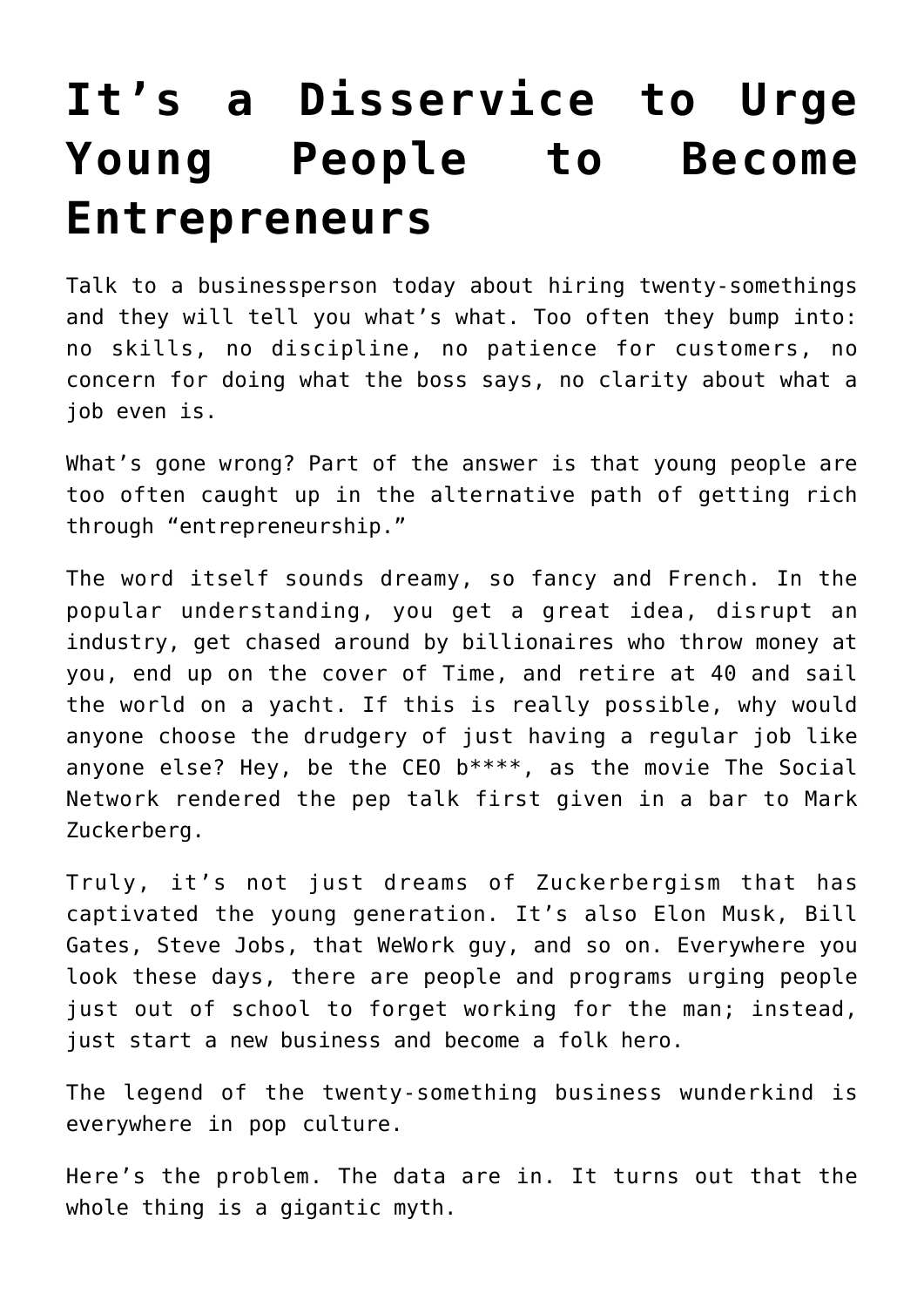# It's a Disservice to Urge Young People to Become Entrepreneurs

Talk to a businessperson today about hiring twenty-somethings and they will tell you what's what. Too often they bump into: no skills, no discipline, no patience for customers, no concern for doing what the boss says, no clarity about what a job even is.

What's gone wrong? Part of the answer is that young people are too often caught up in the alternative path of getting rich through "entrepreneurship."

The word itself sounds dreamy, so fancy and French. In the popular understanding, you get a great idea, disrupt an industry, get chased around by billionaires who throw money at you, end up on the cover of Time, and retire at 40 and sail the world on a yacht. If this is really possible, why would anyone choose the drudgery of just having a regular job like anyone else? Hey, be the CEO b****, as the movie The Social Network rendered the pep talk first given in a bar to Mark Zuckerberg.

Truly, it's not just dreams of Zuckerbergism that has captivated the young generation. It's also Elon Musk, Bill Gates, Steve Jobs, that WeWork guy, and so on. Everywhere you look these days, there are people and programs urging people just out of school to forget working for the man; instead, just start a new business and become a folk hero.

The legend of the twenty-something business wunderkind is everywhere in pop culture.

Here's the problem. The data are in. It turns out that the whole thing is a gigantic myth.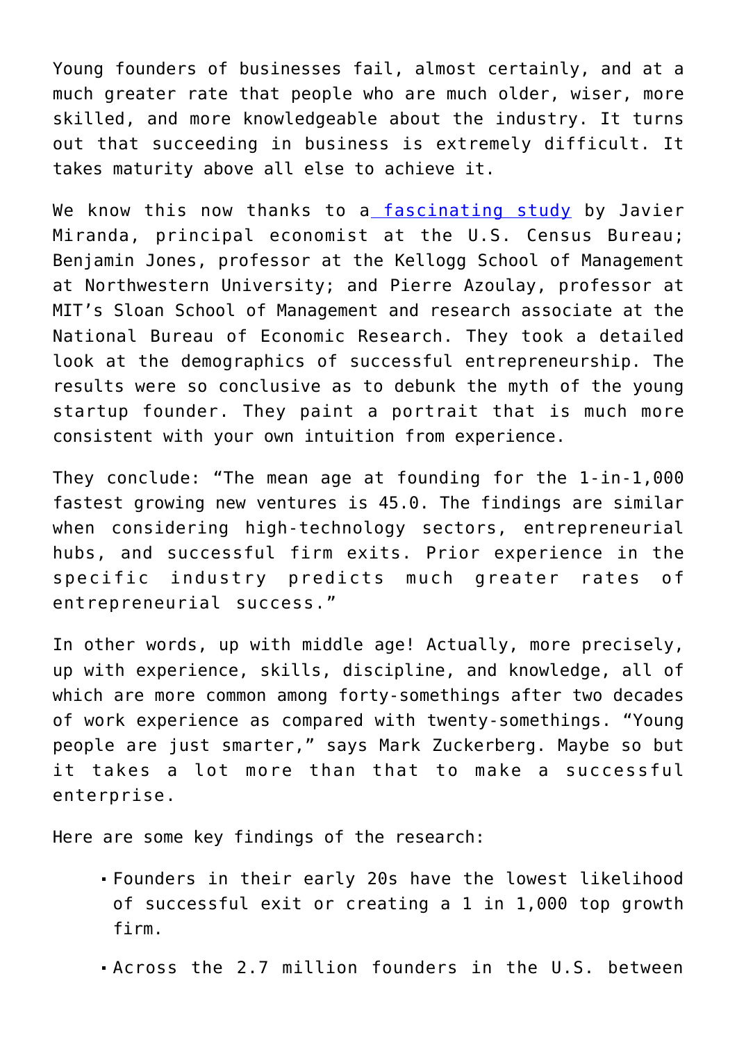Young founders of businesses fail, almost certainly, and at a much greater rate that people who are much older, wiser, more skilled, and more knowledgeable about the industry. It turns out that succeeding in business is extremely difficult. It takes maturity above all else to achieve it.

We know this now thanks to a fascinating study by Javier Miranda, principal economist at the U.S. Census Bureau; Benjamin Jones, professor at the Kellogg School of Management at Northwestern University; and Pierre Azoulay, professor at MIT's Sloan School of Management and research associate at the National Bureau of Economic Research. They took a detailed look at the demographics of successful entrepreneurship. The results were so conclusive as to debunk the myth of the young startup founder. They paint a portrait that is much more consistent with your own intuition from experience.

They conclude: "The mean age at founding for the 1-in-1,000 fastest growing new ventures is 45.0. The findings are similar when considering high-technology sectors, entrepreneurial hubs, and successful firm exits. Prior experience in the specific industry predicts much greater rates of entrepreneurial success."

In other words, up with middle age! Actually, more precisely, up with experience, skills, discipline, and knowledge, all of which are more common among forty-somethings after two decades of work experience as compared with twenty-somethings. "Young people are just smarter," says Mark Zuckerberg. Maybe so but it takes a lot more than that to make a successful enterprise.

Here are some key findings of the research:

- Founders in their early 20s have the lowest likelihood of successful exit or creating a 1 in 1,000 top growth firm.
- Across the 2.7 million founders in the U.S. between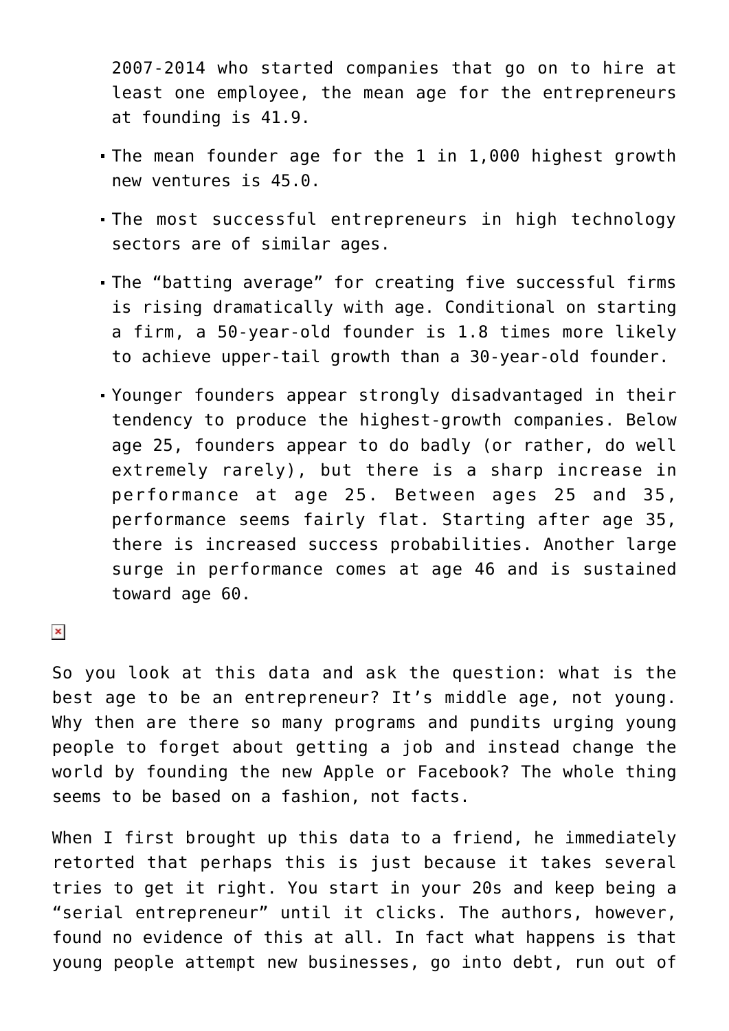2007-2014 who started companies that go on to hire at least one employee, the mean age for the entrepreneurs at founding is 41.9.

- The mean founder age for the 1 in 1,000 highest growth new ventures is 45.0.
- The most successful entrepreneurs in high technology sectors are of similar ages.
- The "batting average" for creating five successful firms is rising dramatically with age. Conditional on starting a firm, a 50-year-old founder is 1.8 times more likely to achieve upper-tail growth than a 30-year-old founder.
- Younger founders appear strongly disadvantaged in their tendency to produce the highest-growth companies. Below age 25, founders appear to do badly (or rather, do well extremely rarely), but there is a sharp increase in performance at age 25. Between ages 25 and 35, performance seems fairly flat. Starting after age 35, there is increased success probabilities. Another large surge in performance comes at age 46 and is sustained toward age 60.

So you look at this data and ask the question: what is the best age to be an entrepreneur? It's middle age, not young. Why then are there so many programs and pundits urging young people to forget about getting a job and instead change the world by founding the new Apple or Facebook? The whole thing seems to be based on a fashion, not facts.

When I first brought up this data to a friend, he immediately retorted that perhaps this is just because it takes several tries to get it right. You start in your 20s and keep being a "serial entrepreneur" until it clicks. The authors, however, found no evidence of this at all. In fact what happens is that young people attempt new businesses, go into debt, run out of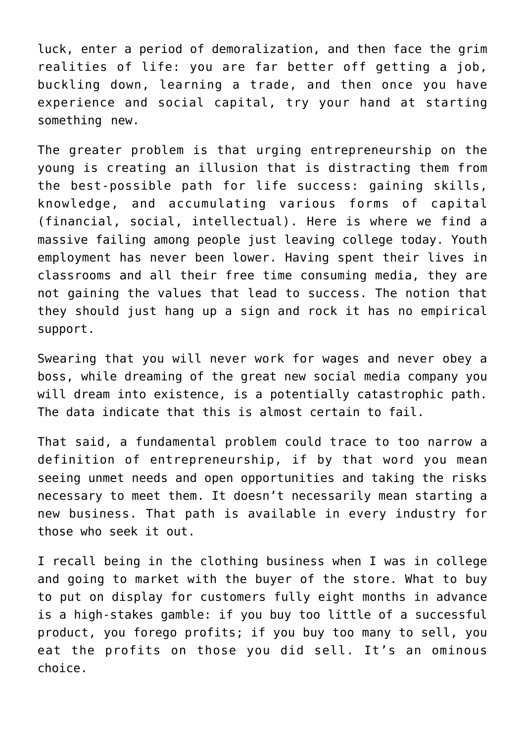luck, enter a period of demoralization, and then face the grim realities of life: you are far better off getting a job, buckling down, learning a trade, and then once you have experience and social capital, try your hand at starting something new.

The greater problem is that urging entrepreneurship on the young is creating an illusion that is distracting them from the best-possible path for life success: gaining skills, knowledge, and accumulating various forms of capital (financial, social, intellectual). Here is where we find a massive failing among people just leaving college today. Youth employment has never been lower. Having spent their lives in classrooms and all their free time consuming media, they are not gaining the values that lead to success. The notion that they should just hang up a sign and rock it has no empirical support.

Swearing that you will never work for wages and never obey a boss, while dreaming of the great new social media company you will dream into existence, is a potentially catastrophic path. The data indicate that this is almost certain to fail.

That said, a fundamental problem could trace to too narrow a definition of entrepreneurship, if by that word you mean seeing unmet needs and open opportunities and taking the risks necessary to meet them. It doesn't necessarily mean starting a new business. That path is available in every industry for those who seek it out.

I recall being in the clothing business when I was in college and going to market with the buyer of the store. What to buy to put on display for customers fully eight months in advance is a high-stakes gamble: if you buy too little of a successful product, you forego profits; if you buy too many to sell, you eat the profits on those you did sell. It's an ominous choice.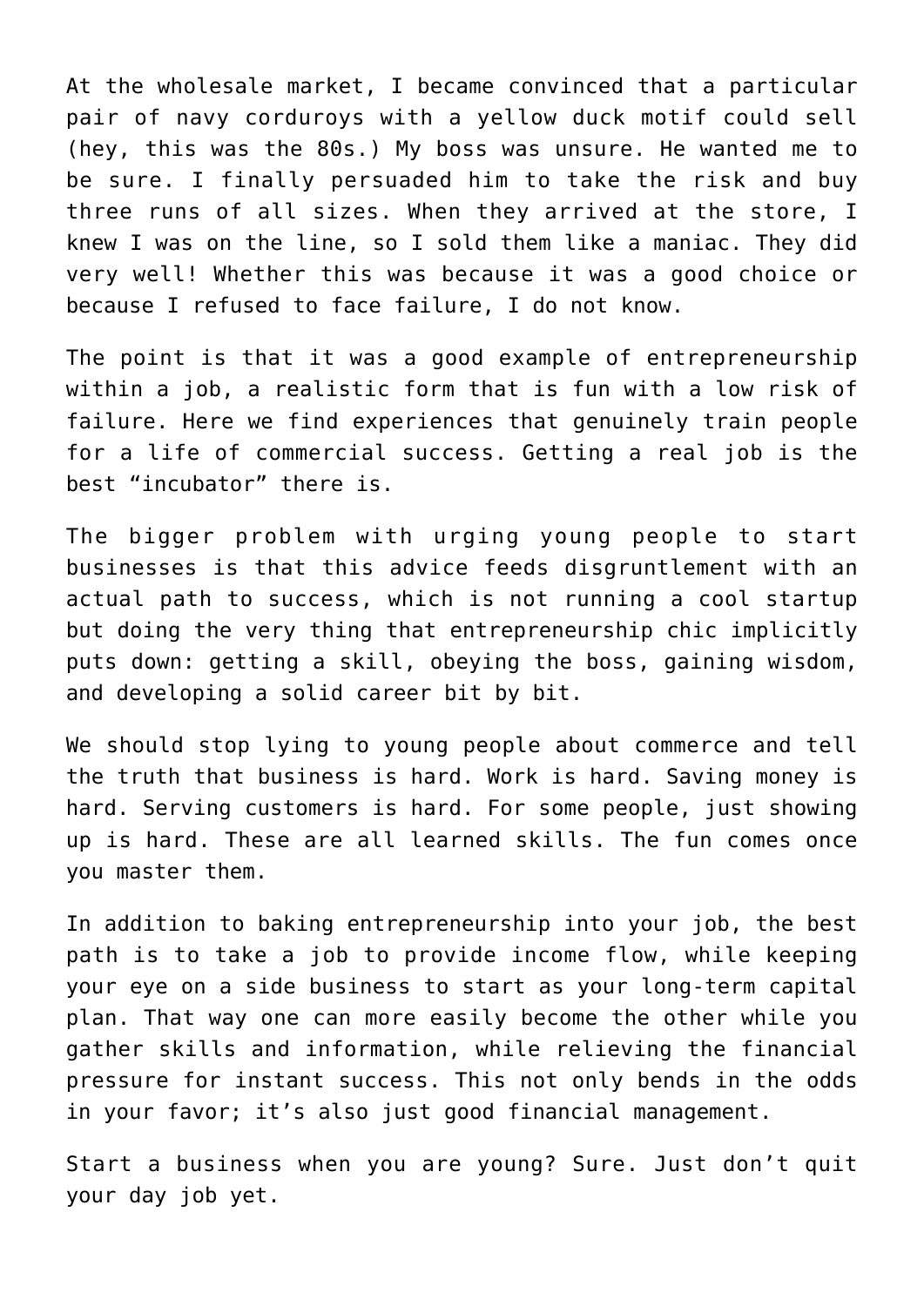At the wholesale market, I became convinced that a particular pair of navy corduroys with a yellow duck motif could sell (hey, this was the 80s.) My boss was unsure. He wanted me to be sure. I finally persuaded him to take the risk and buy three runs of all sizes. When they arrived at the store, I knew I was on the line, so I sold them like a maniac. They did very well! Whether this was because it was a good choice or because I refused to face failure, I do not know.

The point is that it was a good example of entrepreneurship within a job, a realistic form that is fun with a low risk of failure. Here we find experiences that genuinely train people for a life of commercial success. Getting a real job is the best "incubator" there is.

The bigger problem with urging young people to start businesses is that this advice feeds disgruntlement with an actual path to success, which is not running a cool startup but doing the very thing that entrepreneurship chic implicitly puts down: getting a skill, obeying the boss, gaining wisdom, and developing a solid career bit by bit.

We should stop lying to young people about commerce and tell the truth that business is hard. Work is hard. Saving money is hard. Serving customers is hard. For some people, just showing up is hard. These are all learned skills. The fun comes once you master them.

In addition to baking entrepreneurship into your job, the best path is to take a job to provide income flow, while keeping your eye on a side business to start as your long-term capital plan. That way one can more easily become the other while you gather skills and information, while relieving the financial pressure for instant success. This not only bends in the odds in your favor; it's also just good financial management.

Start a business when you are young? Sure. Just don't quit your day job yet.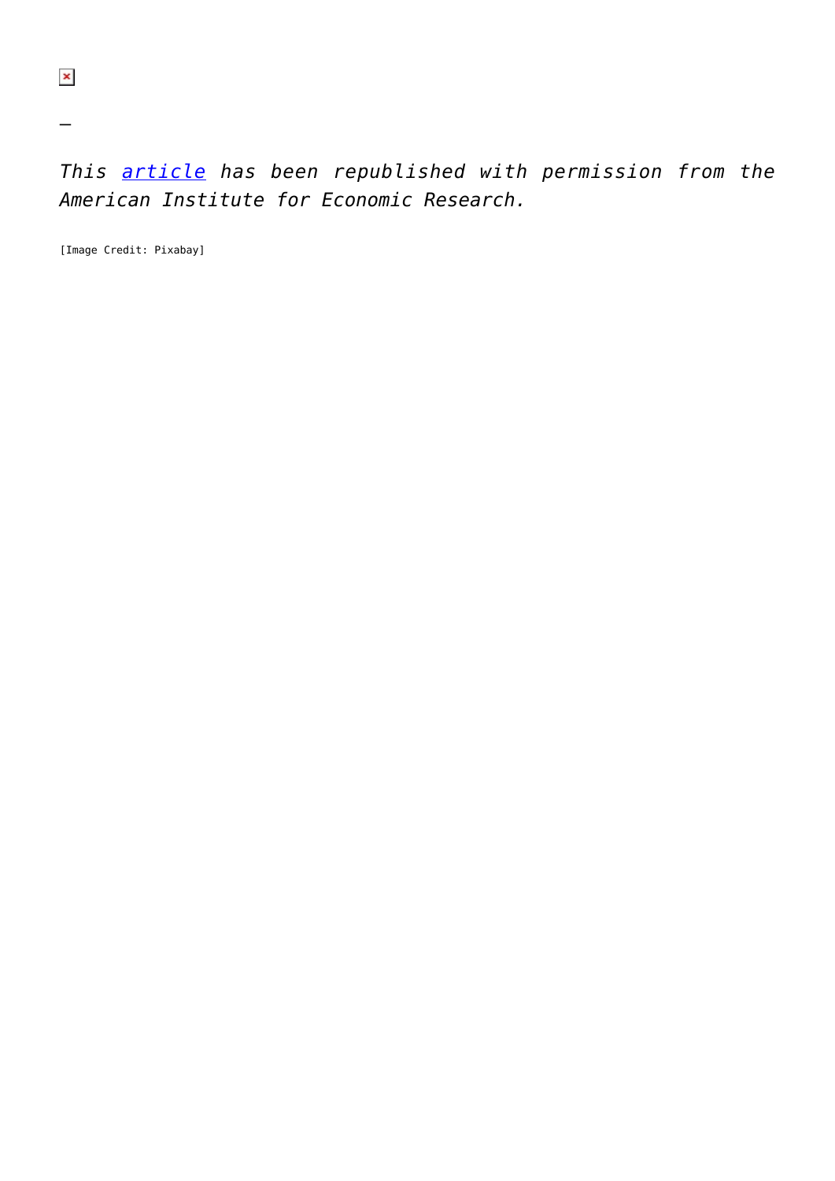—

*This [article](article) has been republished with permission from the American Institute for Economic Research.*

[Image Credit: Pixabay]